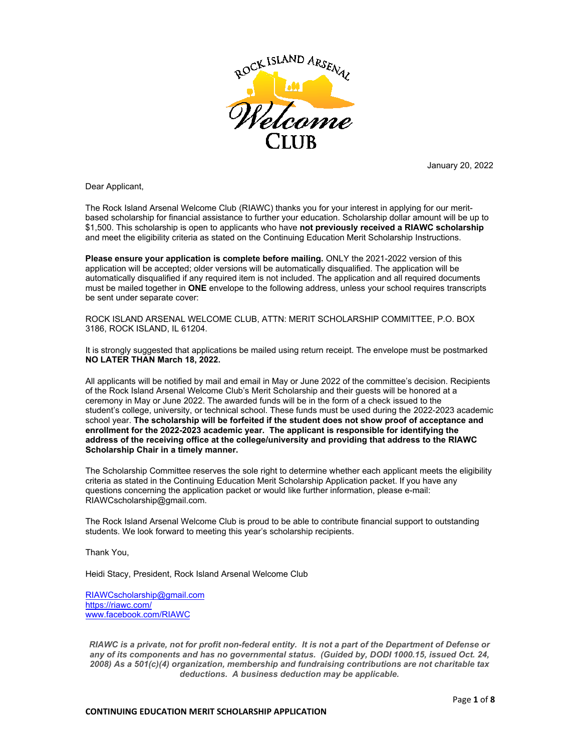January 20, 2022

Dear Applicant,

The Rock Island Arsenal Welcome Club (RIAWC) thanks you for your interest in applying for our merit-based scholarship for financial assistance to further your education. Scholarship dollar amount will be up to $1,500. This scholarship is open to applicants who have **not previously received a RIAWC scholarship** and meet the eligibility criteria as stated on the Continuing Education Merit Scholarship Instructions.

**Please ensure your application is complete before mailing.** ONLY the 2021-2022 version of this application will be accepted; older versions will be automatically disqualified. The application will be automatically disqualified if any required item is not included. The application and all required documents must be mailed together in **ONE** envelope to the following address, unless your school requires transcripts be sent under separate cover:

ROCK ISLAND ARSENAL WELCOME CLUB, ATTN: MERIT SCHOLARSHIP COMMITTEE, P.O. BOX 3186, ROCK ISLAND, IL 61204.

It is strongly suggested that applications be mailed using return receipt. The envelope must be postmarked **NO LATER THAN March 18, 2022.**

All applicants will be notified by mail and email in May or June 2022 of the committee's decision. Recipients of the Rock Island Arsenal Welcome Club's Merit Scholarship and their guests will be honored at a ceremony in May or June 2022. The awarded funds will be in the form of a check issued to the student's college, university, or technical school. These funds must be used during the 2022-2023 academic school year. **The scholarship will be forfeited if the student does not show proof of acceptance and enrollment for the 2022-2023 academic year. The applicant is responsible for identifying the address of the receiving office at the college/university and providing that address to the RIAWC Scholarship Chair in a timely manner.**

The Scholarship Committee reserves the sole right to determine whether each applicant meets the eligibility criteria as stated in the Continuing Education Merit Scholarship Application packet. If you have any questions concerning the application packet or would like further information, please e-mail: RIAWCscholarship@gmail.com.

The Rock Island Arsenal Welcome Club is proud to be able to contribute financial support to outstanding students. We look forward to meeting this year's scholarship recipients.

Thank You,

Heidi Stacy, President, Rock Island Arsenal Welcome Club

RIAWCscholarship@gmail.com
https://riawc.com/
www.facebook.com/RIAWC

***RIAWC is a private, not for profit non-federal entity. It is not a part of the Department of Defense or any of its components and has no governmental status. (Guided by, DODI 1000.15, issued Oct. 24, 2008) As a 501(c)(4) organization, membership and fundraising contributions are not charitable tax deductions. A business deduction may be applicable.***

**CONTINUING EDUCATION MERIT SCHOLARSHIP APPLICATION**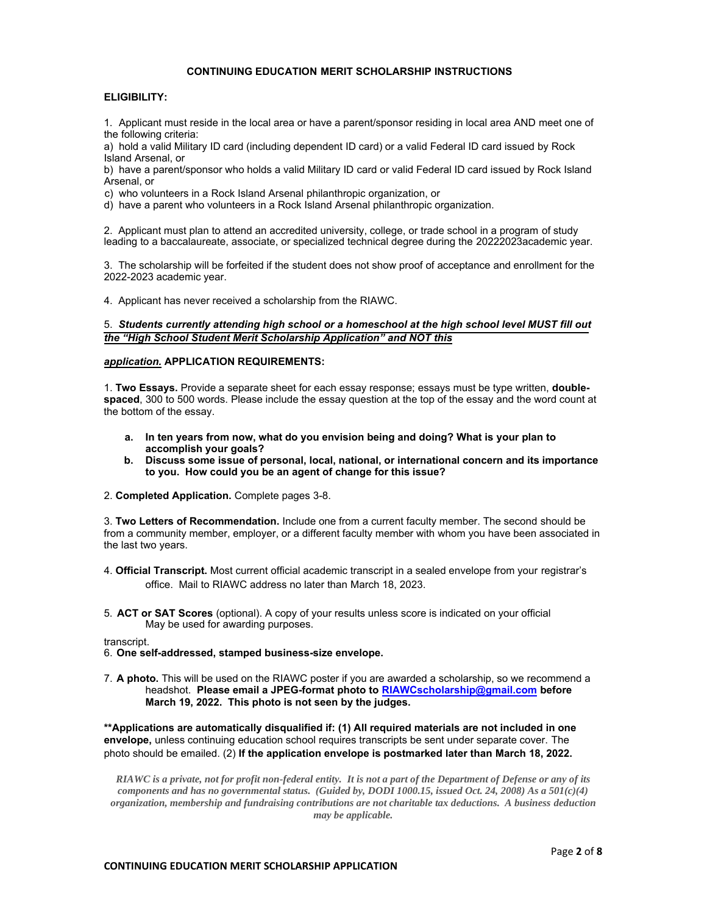## CONTINUING EDUCATION MERIT SCHOLARSHIP INSTRUCTIONS

### ELIGIBILITY:

1. Applicant must reside in the local area or have a parent/sponsor residing in local area AND meet one of the following criteria:

a) hold a valid Military ID card (including dependent ID card) or a valid Federal ID card issued by Rock Island Arsenal, or

b) have a parent/sponsor who holds a valid Military ID card or valid Federal ID card issued by Rock Island Arsenal, or

c) who volunteers in a Rock Island Arsenal philanthropic organization, or

d) have a parent who volunteers in a Rock Island Arsenal philanthropic organization.

2. Applicant must plan to attend an accredited university, college, or trade school in a program of study leading to a baccalaureate, associate, or specialized technical degree during the 20222023academic year.

3. The scholarship will be forfeited if the student does not show proof of acceptance and enrollment for the 2022-2023 academic year.

4. Applicant has never received a scholarship from the RIAWC.

5. ***Students currently attending high school or a homeschool at the high school level MUST fill out the "High School Student Merit Scholarship Application" and NOT this application.***

### APPLICATION REQUIREMENTS:

1. **Two Essays.** Provide a separate sheet for each essay response; essays must be type written, **double-spaced**, 300 to 500 words. Please include the essay question at the top of the essay and the word count at the bottom of the essay.

   a. **In ten years from now, what do you envision being and doing? What is your plan to accomplish your goals?**

   b. **Discuss some issue of personal, local, national, or international concern and its importance to you. How could you be an agent of change for this issue?**

2. **Completed Application.** Complete pages 3-8.

3. **Two Letters of Recommendation.** Include one from a current faculty member. The second should be from a community member, employer, or a different faculty member with whom you have been associated in the last two years.

4. **Official Transcript.** Most current official academic transcript in a sealed envelope from your registrar's office. Mail to RIAWC address no later than March 18, 2023.

5. **ACT or SAT Scores** (optional). A copy of your results unless score is indicated on your official transcript. May be used for awarding purposes.

6. **One self-addressed, stamped business-size envelope.**

7. **A photo.** This will be used on the RIAWC poster if you are awarded a scholarship, so we recommend a headshot. **Please email a JPEG-format photo to RIAWCscholarship@gmail.com before March 19, 2022. This photo is not seen by the judges.**

**\*\*Applications are automatically disqualified if: (1) All required materials are not included in one envelope,** unless continuing education school requires transcripts be sent under separate cover. The photo should be emailed. (2) **If the application envelope is postmarked later than March 18, 2022.**

***RIAWC is a private, not for profit non-federal entity. It is not a part of the Department of Defense or any of its components and has no governmental status. (Guided by, DODI 1000.15, issued Oct. 24, 2008) As a 501(c)(4) organization, membership and fundraising contributions are not charitable tax deductions. A business deduction may be applicable.***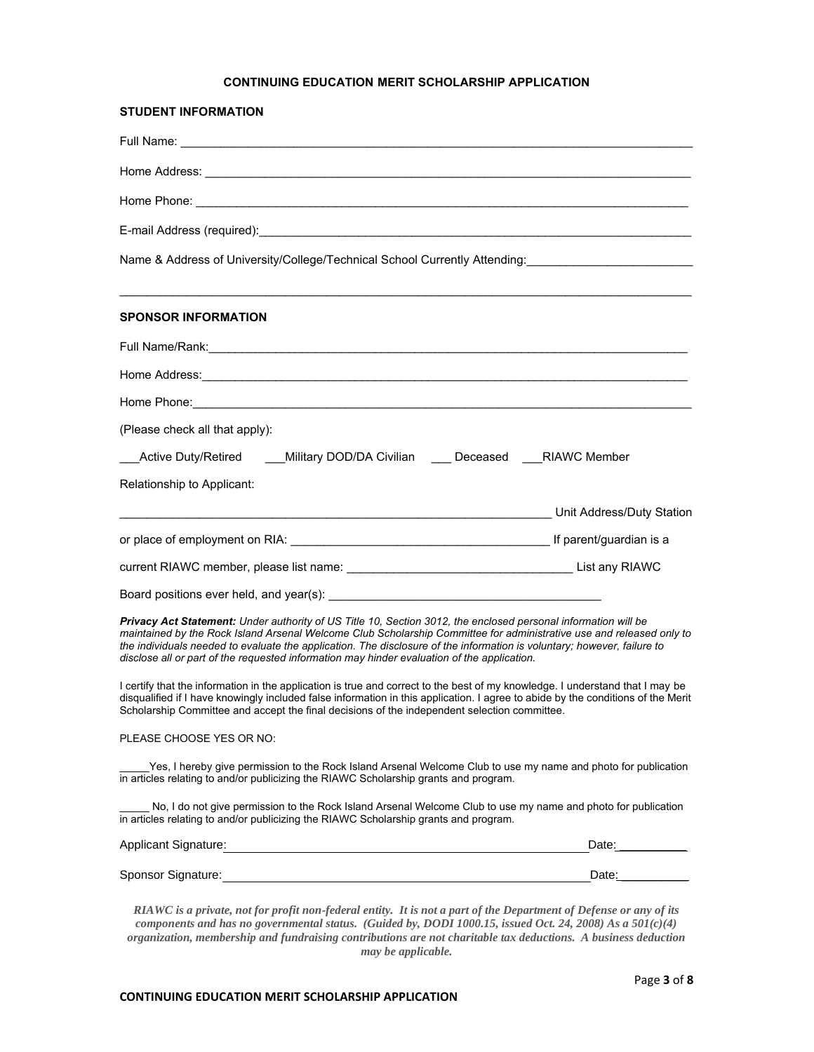# CONTINUING EDUCATION MERIT SCHOLARSHIP APPLICATION

## STUDENT INFORMATION

Full Name: ___________________________________________________________________________

Home Address: ________________________________________________________________________

Home Phone: _________________________________________________________________________

E-mail Address (required):_____________________________________________________________

Name & Address of University/College/Technical School Currently Attending:_________________________

_____________________________________________________________________________________

## SPONSOR INFORMATION

Full Name/Rank:_______________________________________________________________________

Home Address:________________________________________________________________________

Home Phone:__________________________________________________________________________

(Please check all that apply):

___Active Duty/Retired ___Military DOD/DA Civilian ___ Deceased ___RIAWC Member

Relationship to Applicant:

_______________________________________________________________ Unit Address/Duty Station

or place of employment on RIA: _____________________________________ If parent/guardian is a

current RIAWC member, please list name: _______________________________ List any RIAWC

Board positions ever held, and year(s): _____________________________________

***Privacy Act Statement:*** *Under authority of US Title 10, Section 3012, the enclosed personal information will be maintained by the Rock Island Arsenal Welcome Club Scholarship Committee for administrative use and released only to the individuals needed to evaluate the application. The disclosure of the information is voluntary; however, failure to disclose all or part of the requested information may hinder evaluation of the application.*

I certify that the information in the application is true and correct to the best of my knowledge. I understand that I may be disqualified if I have knowingly included false information in this application. I agree to abide by the conditions of the Merit Scholarship Committee and accept the final decisions of the independent selection committee.

PLEASE CHOOSE YES OR NO:

_____Yes, I hereby give permission to the Rock Island Arsenal Welcome Club to use my name and photo for publication in articles relating to and/or publicizing the RIAWC Scholarship grants and program.

_____ No, I do not give permission to the Rock Island Arsenal Welcome Club to use my name and photo for publication in articles relating to and/or publicizing the RIAWC Scholarship grants and program.

Applicant Signature:_______________________________________________ Date:__________

Sponsor Signature:________________________________________________ Date:__________

***RIAWC is a private, not for profit non-federal entity. It is not a part of the Department of Defense or any of its components and has no governmental status. (Guided by, DODI 1000.15, issued Oct. 24, 2008) As a 501(c)(4) organization, membership and fundraising contributions are not charitable tax deductions. A business deduction may be applicable.***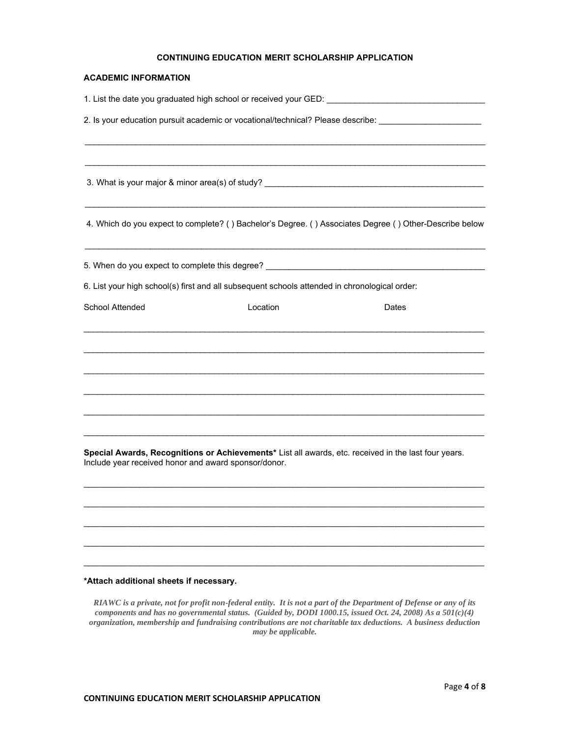**CONTINUING EDUCATION MERIT SCHOLARSHIP APPLICATION**

**ACADEMIC INFORMATION**

1. List the date you graduated high school or received your GED: ___________________________________

2. Is your education pursuit academic or vocational/technical? Please describe: ______________________

_____________________________________________________________________________________

_____________________________________________________________________________________

3. What is your major & minor area(s) of study? __________________________________________________

_____________________________________________________________________________________

4. Which do you expect to complete? ( ) Bachelor's Degree. ( ) Associates Degree ( ) Other-Describe below

_____________________________________________________________________________________

5. When do you expect to complete this degree? ________________________________________________

6. List your high school(s) first and all subsequent schools attended in chronological order:

School Attended | Location | Dates

_____________________________________________________________________________________

_____________________________________________________________________________________

_____________________________________________________________________________________

_____________________________________________________________________________________

_____________________________________________________________________________________

_____________________________________________________________________________________

**Special Awards, Recognitions or Achievements*** List all awards, etc. received in the last four years. Include year received honor and award sponsor/donor.

_____________________________________________________________________________________

_____________________________________________________________________________________

_____________________________________________________________________________________

_____________________________________________________________________________________

_____________________________________________________________________________________

***Attach additional sheets if necessary.**

***RIAWC is a private, not for profit non-federal entity. It is not a part of the Department of Defense or any of its components and has no governmental status. (Guided by, DODI 1000.15, issued Oct. 24, 2008) As a 501(c)(4) organization, membership and fundraising contributions are not charitable tax deductions. A business deduction may be applicable.***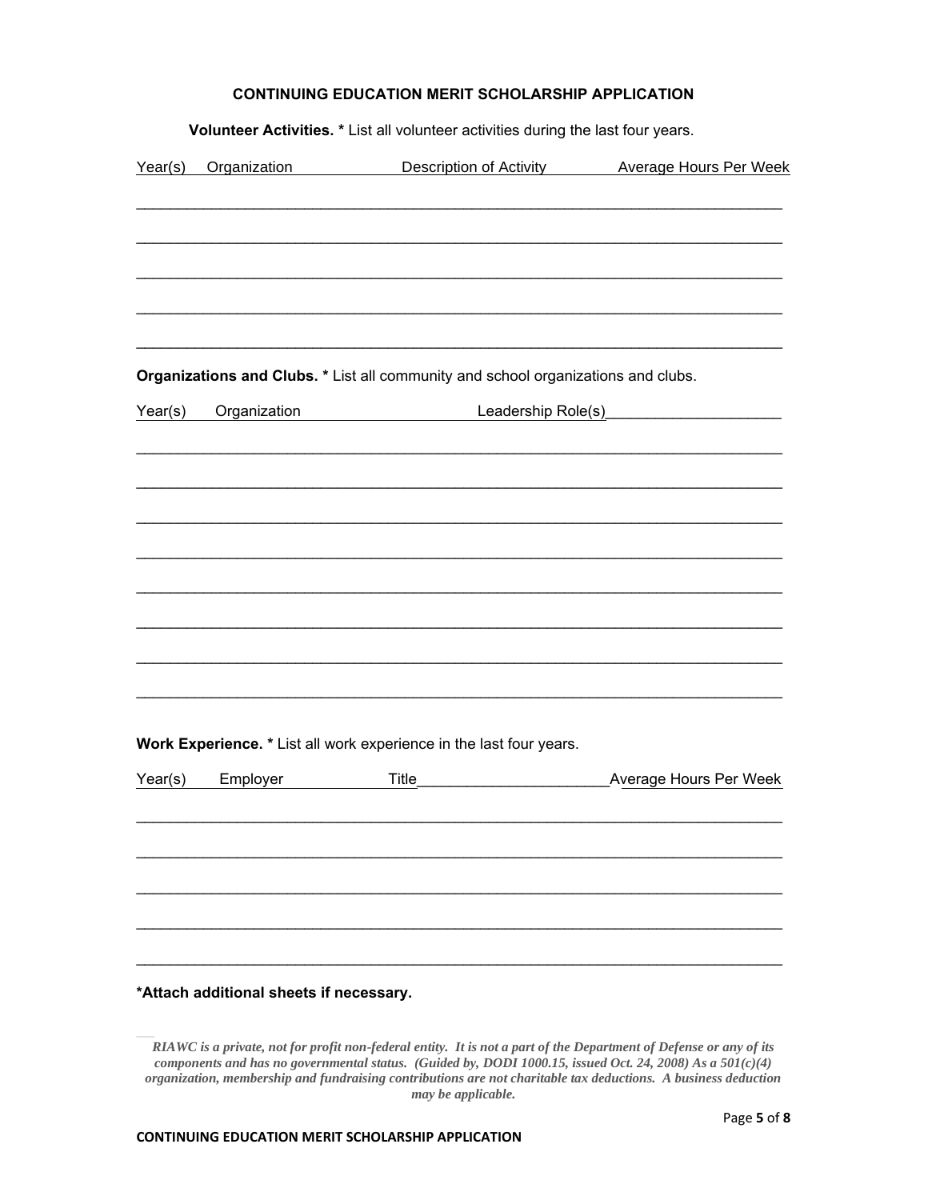# CONTINUING EDUCATION MERIT SCHOLARSHIP APPLICATION

**Volunteer Activities. *** List all volunteer activities during the last four years.

| Year(s) | Organization | Description of Activity | Average Hours Per Week |
| --- | --- | --- | --- |
| | | | |
| | | | |
| | | | |
| | | | |
| | | | |

**Organizations and Clubs. *** List all community and school organizations and clubs.

| Year(s) | Organization | Leadership Role(s) |
| --- | --- | --- |
| | | |
| | | |
| | | |
| | | |
| | | |
| | | |
| | | |
| | | |

**Work Experience. *** List all work experience in the last four years.

| Year(s) | Employer | Title | Average Hours Per Week |
| --- | --- | --- | --- |
| | | | |
| | | | |
| | | | |
| | | | |
| | | | |

***Attach additional sheets if necessary.**

*RIAWC is a private, not for profit non-federal entity. It is not a part of the Department of Defense or any of its components and has no governmental status. (Guided by, DODI 1000.15, issued Oct. 24, 2008) As a 501(c)(4) organization, membership and fundraising contributions are not charitable tax deductions. A business deduction may be applicable.*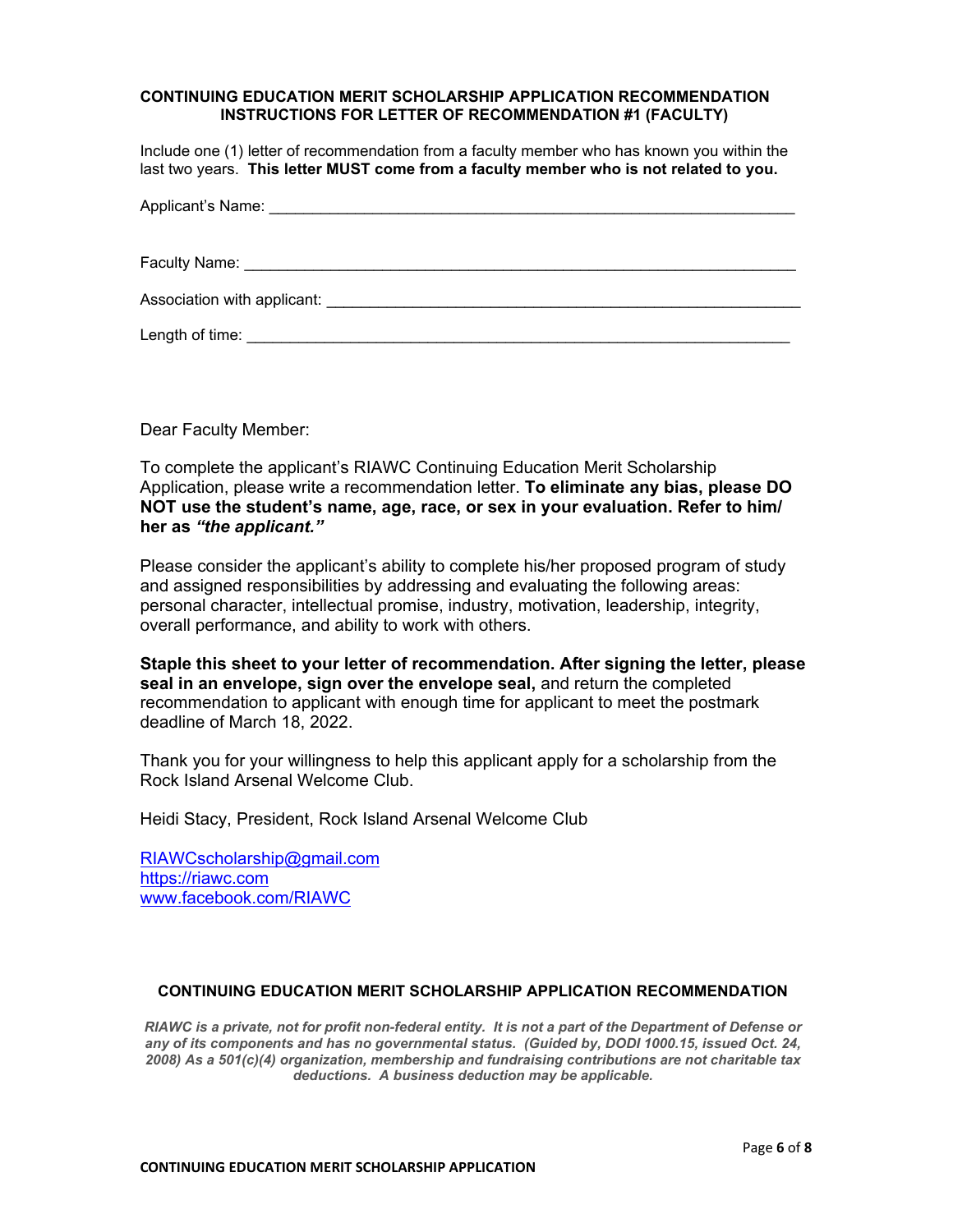## CONTINUING EDUCATION MERIT SCHOLARSHIP APPLICATION RECOMMENDATION
## INSTRUCTIONS FOR LETTER OF RECOMMENDATION #1 (FACULTY)

Include one (1) letter of recommendation from a faculty member who has known you within the last two years. **This letter MUST come from a faculty member who is not related to you.**

Applicant's Name: ______________________________________________________________

Faculty Name: _________________________________________________________________

Association with applicant: _______________________________________________________

Length of time: ________________________________________________________________

Dear Faculty Member:

To complete the applicant's RIAWC Continuing Education Merit Scholarship Application, please write a recommendation letter. **To eliminate any bias, please DO NOT use the student's name, age, race, or sex in your evaluation. Refer to him/her as *"the applicant."***

Please consider the applicant's ability to complete his/her proposed program of study and assigned responsibilities by addressing and evaluating the following areas: personal character, intellectual promise, industry, motivation, leadership, integrity, overall performance, and ability to work with others.

**Staple this sheet to your letter of recommendation. After signing the letter, please seal in an envelope, sign over the envelope seal,** and return the completed recommendation to applicant with enough time for applicant to meet the postmark deadline of March 18, 2022.

Thank you for your willingness to help this applicant apply for a scholarship from the Rock Island Arsenal Welcome Club.

Heidi Stacy, President, Rock Island Arsenal Welcome Club

RIAWCscholarship@gmail.com
https://riawc.com
www.facebook.com/RIAWC

**CONTINUING EDUCATION MERIT SCHOLARSHIP APPLICATION RECOMMENDATION**

***RIAWC is a private, not for profit non-federal entity. It is not a part of the Department of Defense or any of its components and has no governmental status. (Guided by, DODI 1000.15, issued Oct. 24, 2008) As a 501(c)(4) organization, membership and fundraising contributions are not charitable tax deductions. A business deduction may be applicable.***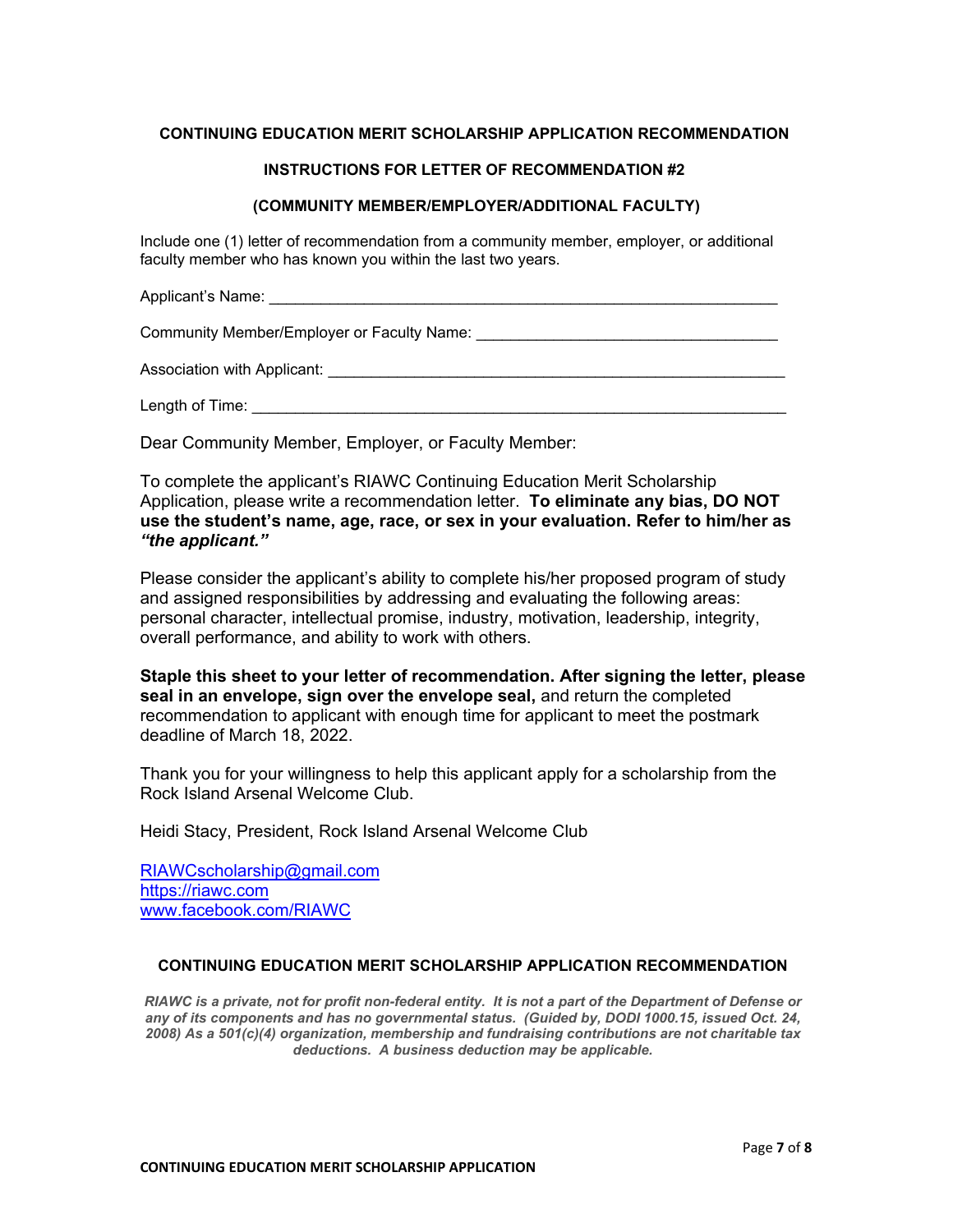## CONTINUING EDUCATION MERIT SCHOLARSHIP APPLICATION RECOMMENDATION

### INSTRUCTIONS FOR LETTER OF RECOMMENDATION #2

### (COMMUNITY MEMBER/EMPLOYER/ADDITIONAL FACULTY)

Include one (1) letter of recommendation from a community member, employer, or additional faculty member who has known you within the last two years.

Applicant's Name: ____________________________________________________________

Community Member/Employer or Faculty Name: ___________________________________

Association with Applicant: ______________________________________________________

Length of Time: _______________________________________________________________

Dear Community Member, Employer, or Faculty Member:

To complete the applicant's RIAWC Continuing Education Merit Scholarship Application, please write a recommendation letter. **To eliminate any bias, DO NOT use the student's name, age, race, or sex in your evaluation. Refer to him/her as *"the applicant."***

Please consider the applicant's ability to complete his/her proposed program of study and assigned responsibilities by addressing and evaluating the following areas: personal character, intellectual promise, industry, motivation, leadership, integrity, overall performance, and ability to work with others.

**Staple this sheet to your letter of recommendation. After signing the letter, please seal in an envelope, sign over the envelope seal,** and return the completed recommendation to applicant with enough time for applicant to meet the postmark deadline of March 18, 2022.

Thank you for your willingness to help this applicant apply for a scholarship from the Rock Island Arsenal Welcome Club.

Heidi Stacy, President, Rock Island Arsenal Welcome Club

RIAWCscholarship@gmail.com
https://riawc.com
www.facebook.com/RIAWC

**CONTINUING EDUCATION MERIT SCHOLARSHIP APPLICATION RECOMMENDATION**

***RIAWC is a private, not for profit non-federal entity. It is not a part of the Department of Defense or any of its components and has no governmental status. (Guided by, DODI 1000.15, issued Oct. 24, 2008) As a 501(c)(4) organization, membership and fundraising contributions are not charitable tax deductions. A business deduction may be applicable.***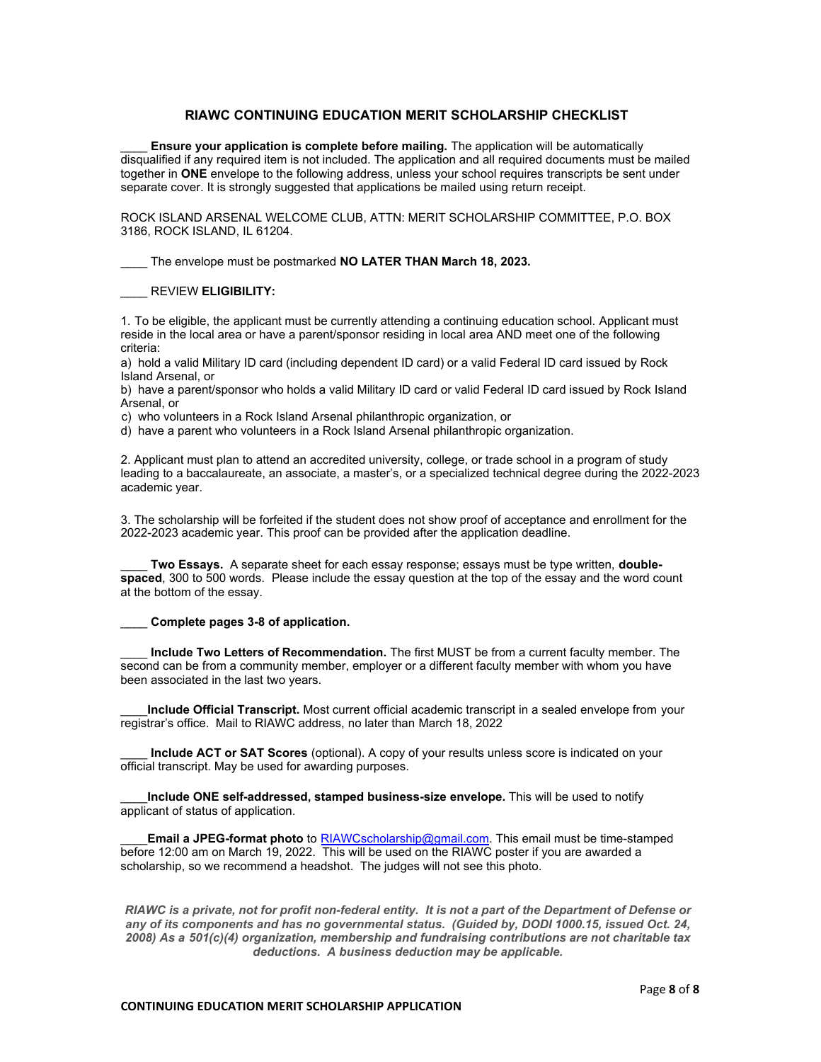## RIAWC CONTINUING EDUCATION MERIT SCHOLARSHIP CHECKLIST

____ **Ensure your application is complete before mailing.** The application will be automatically disqualified if any required item is not included. The application and all required documents must be mailed together in **ONE** envelope to the following address, unless your school requires transcripts be sent under separate cover. It is strongly suggested that applications be mailed using return receipt.

ROCK ISLAND ARSENAL WELCOME CLUB, ATTN: MERIT SCHOLARSHIP COMMITTEE, P.O. BOX 3186, ROCK ISLAND, IL 61204.

____ The envelope must be postmarked **NO LATER THAN March 18, 2023.**

____ REVIEW **ELIGIBILITY:**

1. To be eligible, the applicant must be currently attending a continuing education school. Applicant must reside in the local area or have a parent/sponsor residing in local area AND meet one of the following criteria:

a) hold a valid Military ID card (including dependent ID card) or a valid Federal ID card issued by Rock Island Arsenal, or
b) have a parent/sponsor who holds a valid Military ID card or valid Federal ID card issued by Rock Island Arsenal, or
c) who volunteers in a Rock Island Arsenal philanthropic organization, or
d) have a parent who volunteers in a Rock Island Arsenal philanthropic organization.

2. Applicant must plan to attend an accredited university, college, or trade school in a program of study leading to a baccalaureate, an associate, a master's, or a specialized technical degree during the 2022-2023 academic year.

3. The scholarship will be forfeited if the student does not show proof of acceptance and enrollment for the 2022-2023 academic year. This proof can be provided after the application deadline.

____ **Two Essays.** A separate sheet for each essay response; essays must be type written, **double-spaced**, 300 to 500 words. Please include the essay question at the top of the essay and the word count at the bottom of the essay.

____ **Complete pages 3-8 of application.**

____ **Include Two Letters of Recommendation.** The first MUST be from a current faculty member. The second can be from a community member, employer or a different faculty member with whom you have been associated in the last two years.

____**Include Official Transcript.** Most current official academic transcript in a sealed envelope from your registrar's office. Mail to RIAWC address, no later than March 18, 2022

____ **Include ACT or SAT Scores** (optional). A copy of your results unless score is indicated on your official transcript. May be used for awarding purposes.

____**Include ONE self-addressed, stamped business-size envelope.** This will be used to notify applicant of status of application.

____**Email a JPEG-format photo** to RIAWCscholarship@gmail.com. This email must be time-stamped before 12:00 am on March 19, 2022. This will be used on the RIAWC poster if you are awarded a scholarship, so we recommend a headshot. The judges will not see this photo.

***RIAWC is a private, not for profit non-federal entity. It is not a part of the Department of Defense or any of its components and has no governmental status. (Guided by, DODI 1000.15, issued Oct. 24, 2008) As a 501(c)(4) organization, membership and fundraising contributions are not charitable tax deductions. A business deduction may be applicable.***